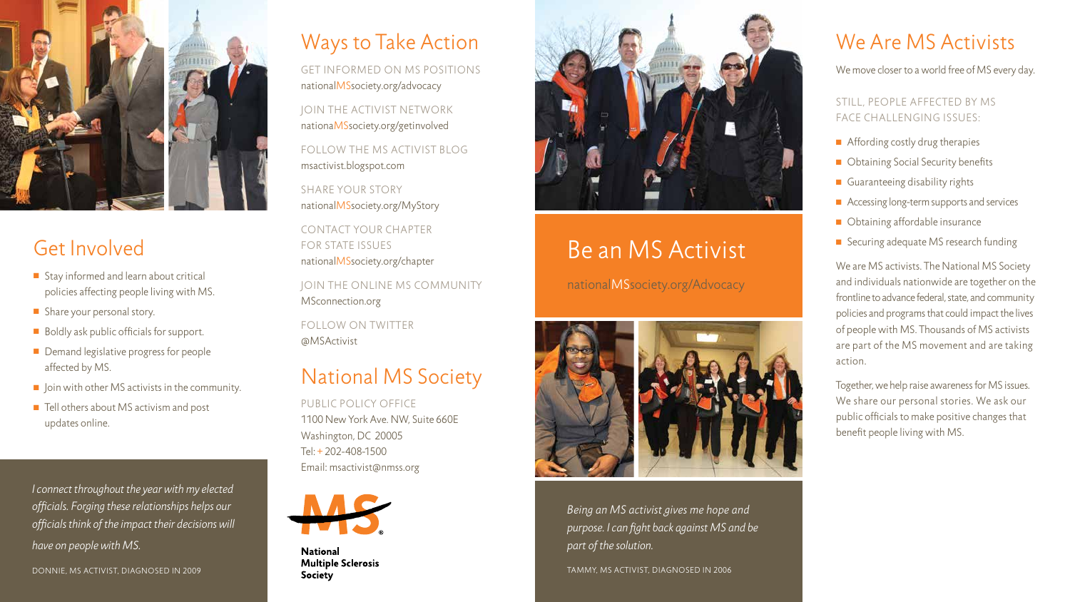## Get Involved

- Stay informed and learn about critical policies affecting people living with MS.
- Share your personal story.
- Boldly ask public officials for support.
- Demand legislative progress for people affected by MS.
- Join with other MS activists in the community.
- Tell others about MS activism and post updates online.

*I connect throughout the year with my elected officials. Forging these relationships helps our officials think of the impact their decisions will have on people with MS.*

DONNIE, MS ACTIVIST, DIAGNOSED IN 2009

## Ways to Take Action

GET INFORMED ON MS POSITIONS
nationalMSsociety.org/advocacy

JOIN THE ACTIVIST NETWORK
nationaMSsociety.org/getinvolved

FOLLOW THE MS ACTIVIST BLOG
msactivist.blogspot.com

SHARE YOUR STORY
nationalMSsociety.org/MyStory

CONTACT YOUR CHAPTER FOR STATE ISSUES
nationalMSsociety.org/chapter

JOIN THE ONLINE MS COMMUNITY
MSconnection.org

FOLLOW ON TWITTER
@MSActivist

## National MS Society

PUBLIC POLICY OFFICE
1100 New York Ave. NW, Suite 660E
Washington, DC 20005
Tel: + 202-408-1500
Email: msactivist@nmss.org

**National Multiple Sclerosis Society**

# Be an MS Activist

nationalMSsociety.org/Advocacy

*Being an MS activist gives me hope and purpose. I can fight back against MS and be part of the solution.*

TAMMY, MS ACTIVIST, DIAGNOSED IN 2006

## We Are MS Activists

We move closer to a world free of MS every day.

STILL, PEOPLE AFFECTED BY MS FACE CHALLENGING ISSUES:

- Affording costly drug therapies
- Obtaining Social Security benefits
- Guaranteeing disability rights
- Accessing long-term supports and services
- Obtaining affordable insurance
- Securing adequate MS research funding

We are MS activists. The National MS Society and individuals nationwide are together on the frontline to advance federal, state, and community policies and programs that could impact the lives of people with MS. Thousands of MS activists are part of the MS movement and are taking action.

Together, we help raise awareness for MS issues. We share our personal stories. We ask our public officials to make positive changes that benefit people living with MS.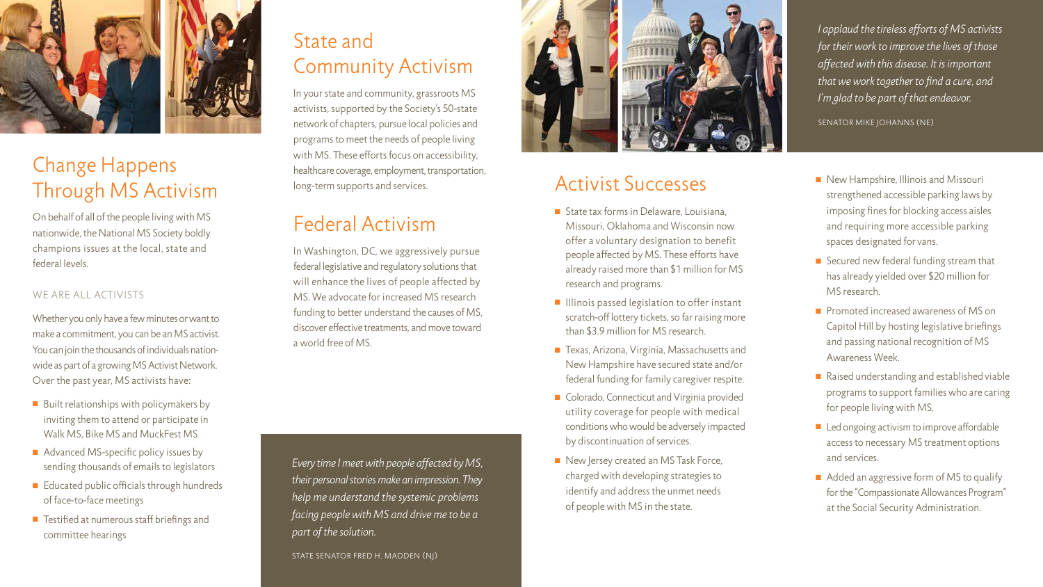## Change Happens Through MS Activism

On behalf of all of the people living with MS nationwide, the National MS Society boldly champions issues at the local, state and federal levels.

### WE ARE ALL ACTIVISTS

Whether you only have a few minutes or want to make a commitment, you can be an MS activist. You can join the thousands of individuals nationwide as part of a growing MS Activist Network. Over the past year, MS activists have:

- Built relationships with policymakers by inviting them to attend or participate in Walk MS, Bike MS and MuckFest MS
- Advanced MS-specific policy issues by sending thousands of emails to legislators
- Educated public officials through hundreds of face-to-face meetings
- Testified at numerous staff briefings and committee hearings

## State and Community Activism

In your state and community, grassroots MS activists, supported by the Society's 50-state network of chapters, pursue local policies and programs to meet the needs of people living with MS. These efforts focus on accessibility, healthcare coverage, employment, transportation, long-term supports and services.

## Federal Activism

In Washington, DC, we aggressively pursue federal legislative and regulatory solutions that will enhance the lives of people affected by MS. We advocate for increased MS research funding to better understand the causes of MS, discover effective treatments, and move toward a world free of MS.

*Every time I meet with people affected by MS, their personal stories make an impression. They help me understand the systemic problems facing people with MS and drive me to be a part of the solution.*

STATE SENATOR FRED H. MADDEN (NJ)

## Activist Successes

- State tax forms in Delaware, Louisiana, Missouri, Oklahoma and Wisconsin now offer a voluntary designation to benefit people affected by MS. These efforts have already raised more than $1 million for MS research and programs.
- Illinois passed legislation to offer instant scratch-off lottery tickets, so far raising more than $3.9 million for MS research.
- Texas, Arizona, Virginia, Massachusetts and New Hampshire have secured state and/or federal funding for family caregiver respite.
- Colorado, Connecticut and Virginia provided utility coverage for people with medical conditions who would be adversely impacted by discontinuation of services.
- New Jersey created an MS Task Force, charged with developing strategies to identify and address the unmet needs of people with MS in the state.

*I applaud the tireless efforts of MS activists for their work to improve the lives of those affected with this disease. It is important that we work together to find a cure, and I'm glad to be part of that endeavor.*

SENATOR MIKE JOHANNS (NE)

- New Hampshire, Illinois and Missouri strengthened accessible parking laws by imposing fines for blocking access aisles and requiring more accessible parking spaces designated for vans.
- Secured new federal funding stream that has already yielded over $20 million for MS research.
- Promoted increased awareness of MS on Capitol Hill by hosting legislative briefings and passing national recognition of MS Awareness Week.
- Raised understanding and established viable programs to support families who are caring for people living with MS.
- Led ongoing activism to improve affordable access to necessary MS treatment options and services.
- Added an aggressive form of MS to qualify for the "Compassionate Allowances Program" at the Social Security Administration.